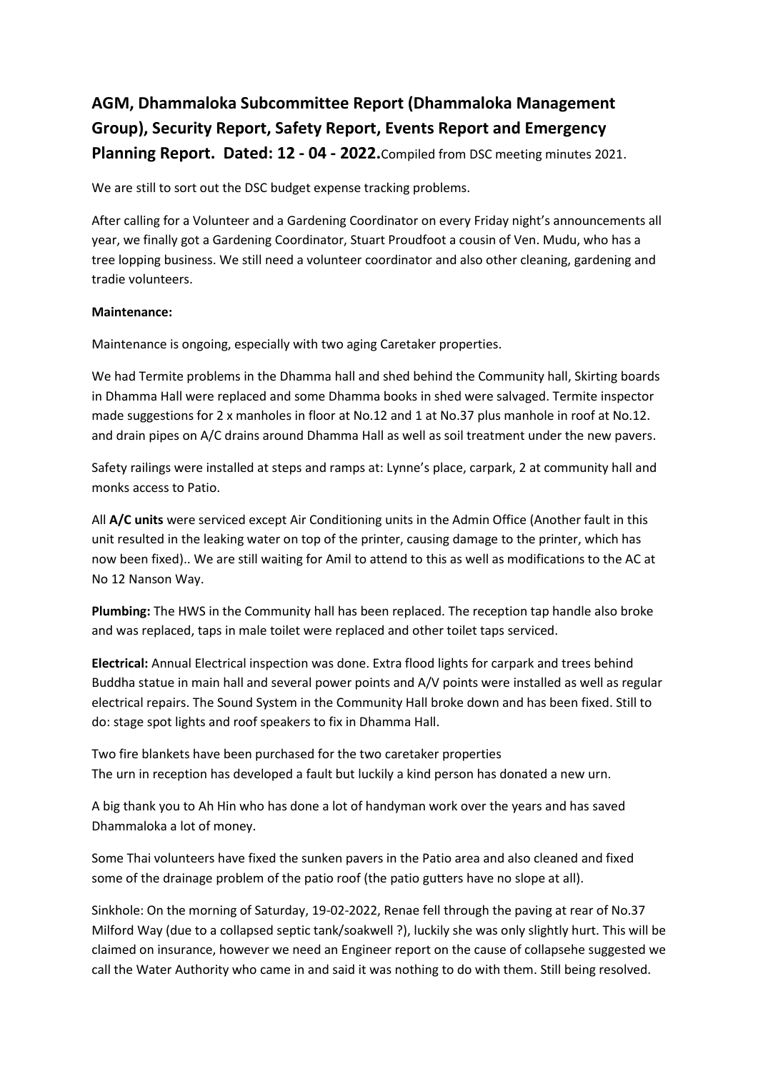# AGM, Dhammaloka Subcommittee Report (Dhammaloka Management Group), Security Report, Safety Report, Events Report and Emergency Planning Report. Dated: 12 - 04 - 2022.

Compiled from DSC meeting minutes 2021.

We are still to sort out the DSC budget expense tracking problems.

After calling for a Volunteer and a Gardening Coordinator on every Friday night's announcements all year, we finally got a Gardening Coordinator, Stuart Proudfoot a cousin of Ven. Mudu, who has a tree lopping business. We still need a volunteer coordinator and also other cleaning, gardening and tradie volunteers.

**Maintenance:**

Maintenance is ongoing, especially with two aging Caretaker properties.

We had Termite problems in the Dhamma hall and shed behind the Community hall, Skirting boards in Dhamma Hall were replaced and some Dhamma books in shed were salvaged. Termite inspector made suggestions for 2 x manholes in floor at No.12 and 1 at No.37 plus manhole in roof at No.12. and drain pipes on A/C drains around Dhamma Hall as well as soil treatment under the new pavers.

Safety railings were installed at steps and ramps at: Lynne's place, carpark, 2 at community hall and monks access to Patio.

All **A/C units** were serviced except Air Conditioning units in the Admin Office (Another fault in this unit resulted in the leaking water on top of the printer, causing damage to the printer, which has now been fixed).. We are still waiting for Amil to attend to this as well as modifications to the AC at No 12 Nanson Way.

**Plumbing:** The HWS in the Community hall has been replaced. The reception tap handle also broke and was replaced, taps in male toilet were replaced and other toilet taps serviced.

**Electrical:** Annual Electrical inspection was done. Extra flood lights for carpark and trees behind Buddha statue in main hall and several power points and A/V points were installed as well as regular electrical repairs. The Sound System in the Community Hall broke down and has been fixed. Still to do: stage spot lights and roof speakers to fix in Dhamma Hall.

Two fire blankets have been purchased for the two caretaker properties
The urn in reception has developed a fault but luckily a kind person has donated a new urn.

A big thank you to Ah Hin who has done a lot of handyman work over the years and has saved Dhammaloka a lot of money.

Some Thai volunteers have fixed the sunken pavers in the Patio area and also cleaned and fixed some of the drainage problem of the patio roof (the patio gutters have no slope at all).

Sinkhole: On the morning of Saturday, 19-02-2022, Renae fell through the paving at rear of No.37 Milford Way (due to a collapsed septic tank/soakwell ?), luckily she was only slightly hurt. This will be claimed on insurance, however we need an Engineer report on the cause of collapsehe suggested we call the Water Authority who came in and said it was nothing to do with them. Still being resolved.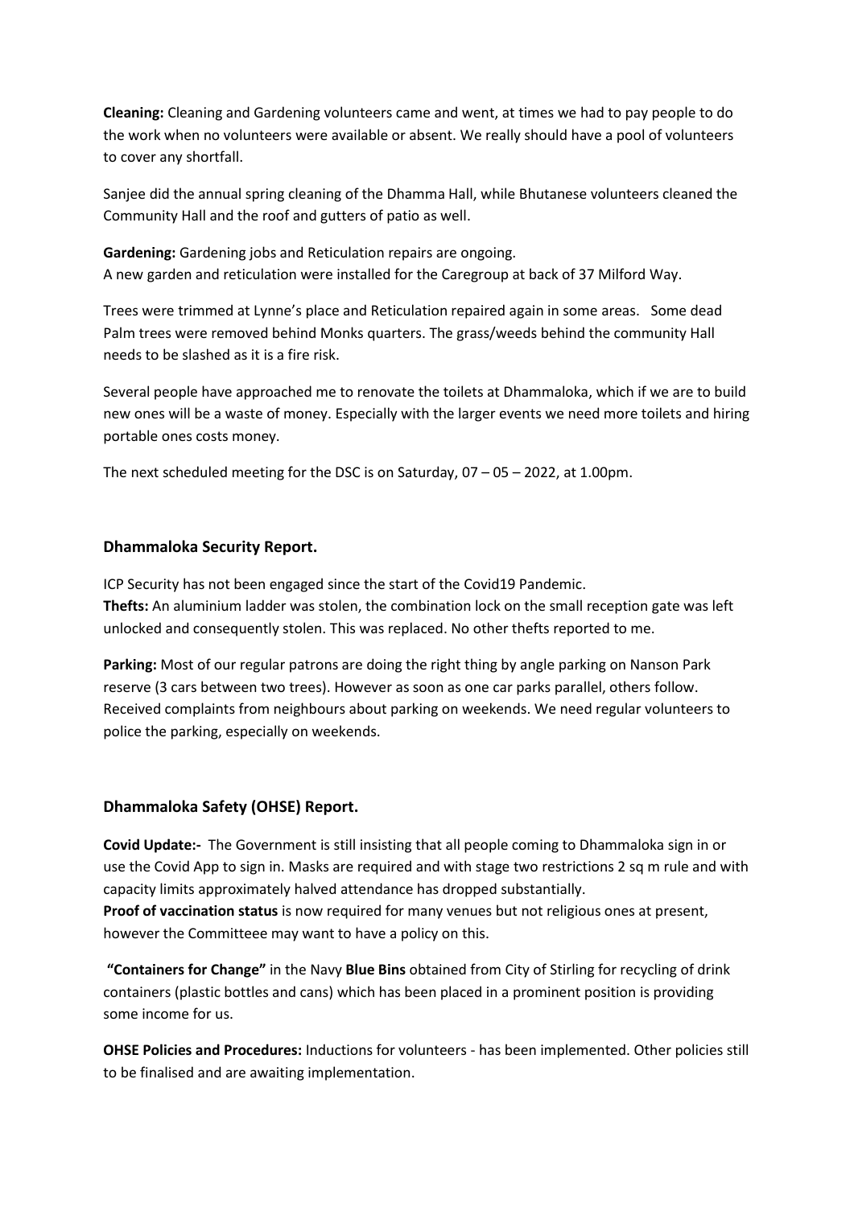**Cleaning:** Cleaning and Gardening volunteers came and went, at times we had to pay people to do the work when no volunteers were available or absent. We really should have a pool of volunteers to cover any shortfall.

Sanjee did the annual spring cleaning of the Dhamma Hall, while Bhutanese volunteers cleaned the Community Hall and the roof and gutters of patio as well.

**Gardening:** Gardening jobs and Reticulation repairs are ongoing.
A new garden and reticulation were installed for the Caregroup at back of 37 Milford Way.

Trees were trimmed at Lynne's place and Reticulation repaired again in some areas. Some dead Palm trees were removed behind Monks quarters. The grass/weeds behind the community Hall needs to be slashed as it is a fire risk.

Several people have approached me to renovate the toilets at Dhammaloka, which if we are to build new ones will be a waste of money. Especially with the larger events we need more toilets and hiring portable ones costs money.

The next scheduled meeting for the DSC is on Saturday, 07 – 05 – 2022, at 1.00pm.

## Dhammaloka Security Report.

ICP Security has not been engaged since the start of the Covid19 Pandemic.
**Thefts:** An aluminium ladder was stolen, the combination lock on the small reception gate was left unlocked and consequently stolen. This was replaced. No other thefts reported to me.

**Parking:** Most of our regular patrons are doing the right thing by angle parking on Nanson Park reserve (3 cars between two trees). However as soon as one car parks parallel, others follow. Received complaints from neighbours about parking on weekends. We need regular volunteers to police the parking, especially on weekends.

## Dhammaloka Safety (OHSE) Report.

**Covid Update:-** The Government is still insisting that all people coming to Dhammaloka sign in or use the Covid App to sign in. Masks are required and with stage two restrictions 2 sq m rule and with capacity limits approximately halved attendance has dropped substantially.
**Proof of vaccination status** is now required for many venues but not religious ones at present, however the Committeee may want to have a policy on this.

**"Containers for Change"** in the Navy **Blue Bins** obtained from City of Stirling for recycling of drink containers (plastic bottles and cans) which has been placed in a prominent position is providing some income for us.

**OHSE Policies and Procedures:** Inductions for volunteers - has been implemented. Other policies still to be finalised and are awaiting implementation.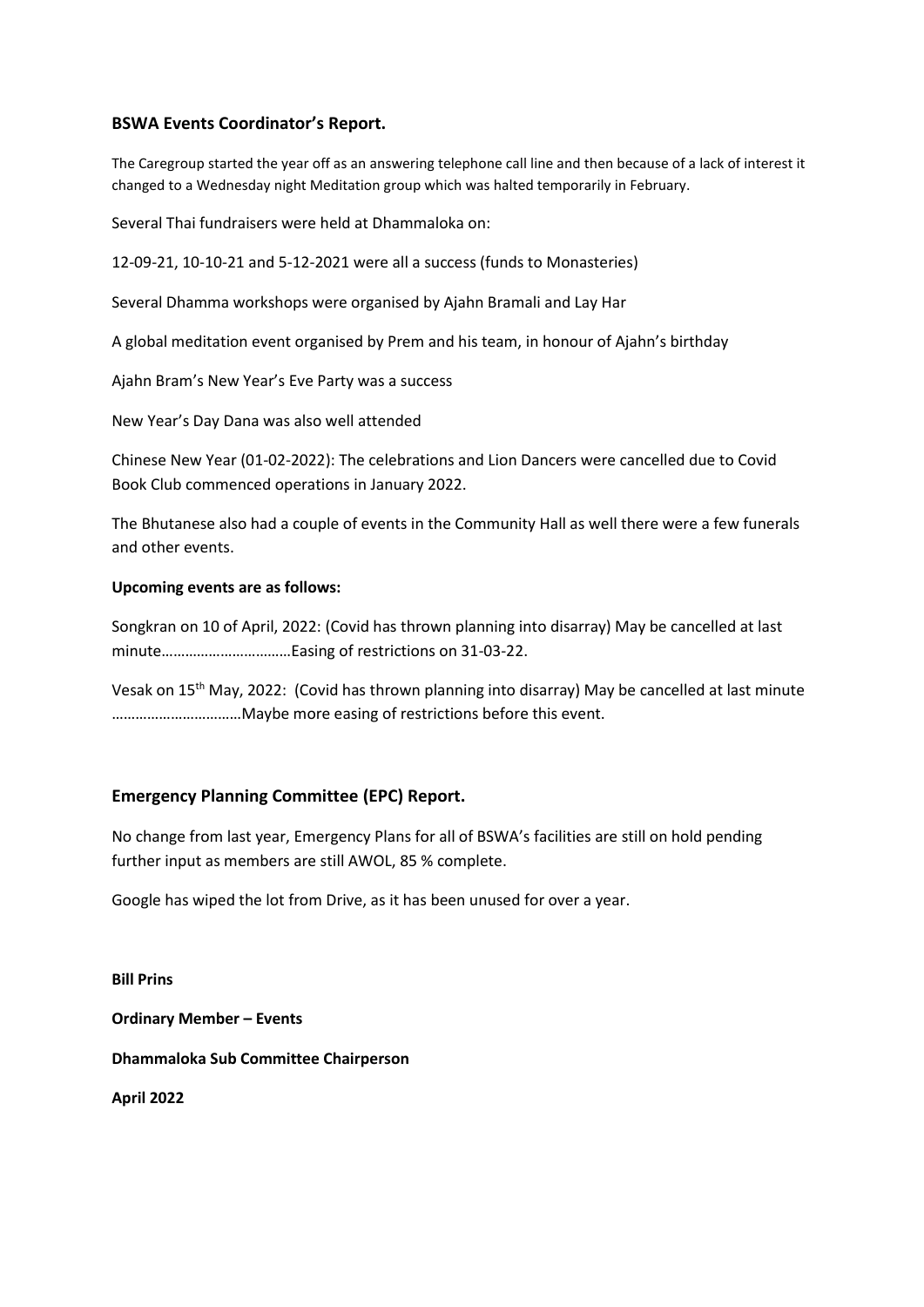### BSWA Events Coordinator's Report.

The Caregroup started the year off as an answering telephone call line and then because of a lack of interest it changed to a Wednesday night Meditation group which was halted temporarily in February.

Several Thai fundraisers were held at Dhammaloka on:

12-09-21, 10-10-21 and 5-12-2021 were all a success (funds to Monasteries)

Several Dhamma workshops were organised by Ajahn Bramali and Lay Har

A global meditation event organised by Prem and his team, in honour of Ajahn's birthday

Ajahn Bram's New Year's Eve Party was a success

New Year's Day Dana was also well attended

Chinese New Year (01-02-2022): The celebrations and Lion Dancers were cancelled due to Covid
Book Club commenced operations in January 2022.

The Bhutanese also had a couple of events in the Community Hall as well there were a few funerals and other events.

**Upcoming events are as follows:**

Songkran on 10 of April, 2022: (Covid has thrown planning into disarray) May be cancelled at last minute……………………………Easing of restrictions on 31-03-22.

Vesak on 15th May, 2022: (Covid has thrown planning into disarray) May be cancelled at last minute ……………………………Maybe more easing of restrictions before this event.

### Emergency Planning Committee (EPC) Report.

No change from last year, Emergency Plans for all of BSWA's facilities are still on hold pending further input as members are still AWOL, 85 % complete.

Google has wiped the lot from Drive, as it has been unused for over a year.

**Bill Prins**

**Ordinary Member – Events**

**Dhammaloka Sub Committee Chairperson**

**April 2022**